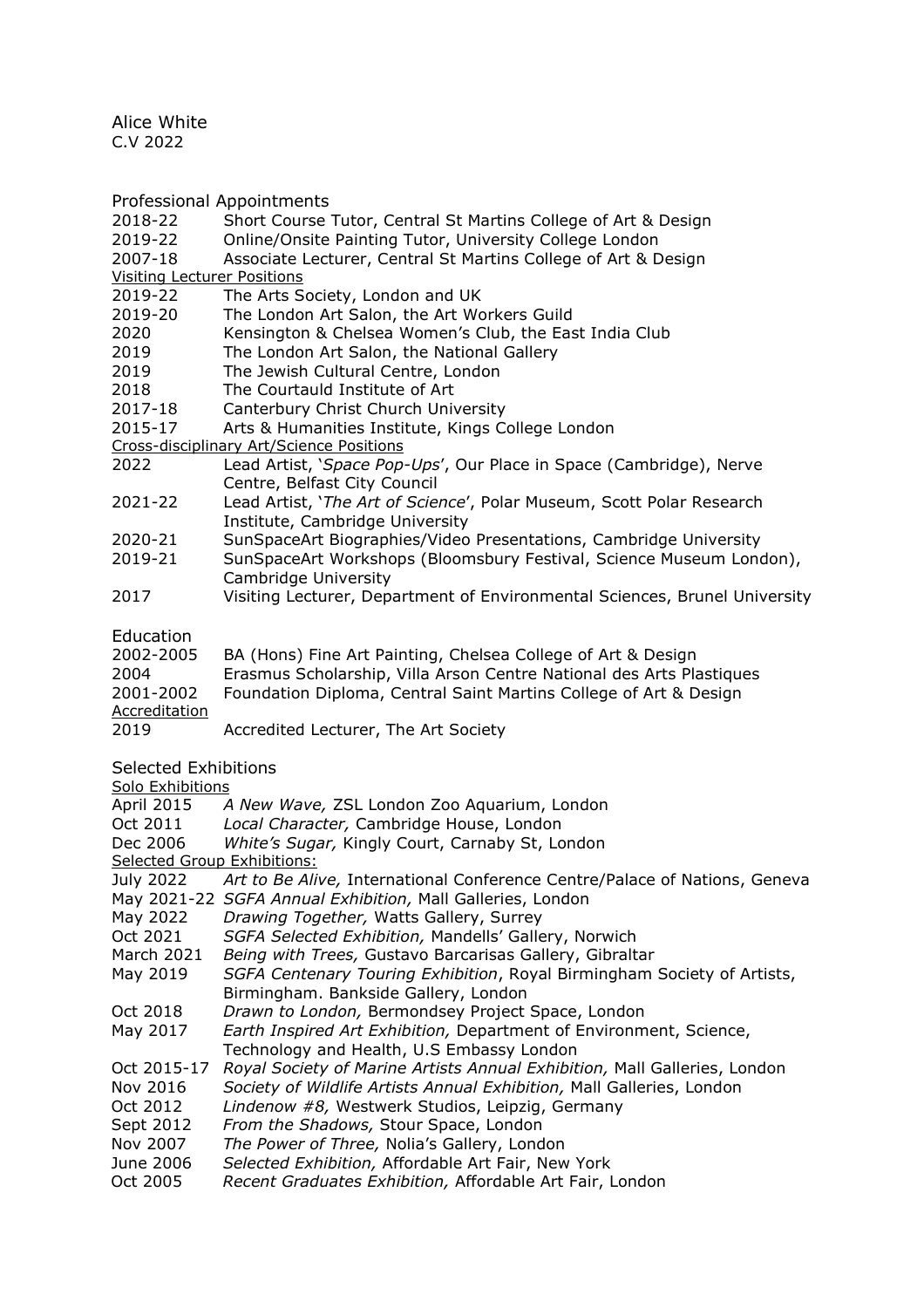# Alice White

C.V 2022

## Professional Appointments

| | |
|---|---|
| 2018-22 | Short Course Tutor, Central St Martins College of Art & Design |
| 2019-22 | Online/Onsite Painting Tutor, University College London |
| 2007-18 | Associate Lecturer, Central St Martins College of Art & Design |

### Visiting Lecturer Positions

| | |
|---|---|
| 2019-22 | The Arts Society, London and UK |
| 2019-20 | The London Art Salon, the Art Workers Guild |
| 2020 | Kensington & Chelsea Women's Club, the East India Club |
| 2019 | The London Art Salon, the National Gallery |
| 2019 | The Jewish Cultural Centre, London |
| 2018 | The Courtauld Institute of Art |
| 2017-18 | Canterbury Christ Church University |
| 2015-17 | Arts & Humanities Institute, Kings College London |

### Cross-disciplinary Art/Science Positions

| | |
|---|---|
| 2022 | Lead Artist, '*Space Pop-Ups*', Our Place in Space (Cambridge), Nerve Centre, Belfast City Council |
| 2021-22 | Lead Artist, '*The Art of Science*', Polar Museum, Scott Polar Research Institute, Cambridge University |
| 2020-21 | SunSpaceArt Biographies/Video Presentations, Cambridge University |
| 2019-21 | SunSpaceArt Workshops (Bloomsbury Festival, Science Museum London), Cambridge University |
| 2017 | Visiting Lecturer, Department of Environmental Sciences, Brunel University |

## Education

| | |
|---|---|
| 2002-2005 | BA (Hons) Fine Art Painting, Chelsea College of Art & Design |
| 2004 | Erasmus Scholarship, Villa Arson Centre National des Arts Plastiques |
| 2001-2002 | Foundation Diploma, Central Saint Martins College of Art & Design |

### Accreditation

| | |
|---|---|
| 2019 | Accredited Lecturer, The Art Society |

## Selected Exhibitions

### Solo Exhibitions

| | |
|---|---|
| April 2015 | *A New Wave,* ZSL London Zoo Aquarium, London |
| Oct 2011 | *Local Character,* Cambridge House, London |
| Dec 2006 | *White's Sugar,* Kingly Court, Carnaby St, London |

### Selected Group Exhibitions:

| | |
|---|---|
| July 2022 | *Art to Be Alive,* International Conference Centre/Palace of Nations, Geneva |
| May 2021-22 | *SGFA Annual Exhibition,* Mall Galleries, London |
| May 2022 | *Drawing Together,* Watts Gallery, Surrey |
| Oct 2021 | *SGFA Selected Exhibition,* Mandells' Gallery, Norwich |
| March 2021 | *Being with Trees,* Gustavo Barcarisas Gallery, Gibraltar |
| May 2019 | *SGFA Centenary Touring Exhibition*, Royal Birmingham Society of Artists, Birmingham. Bankside Gallery, London |
| Oct 2018 | *Drawn to London,* Bermondsey Project Space, London |
| May 2017 | *Earth Inspired Art Exhibition,* Department of Environment, Science, Technology and Health, U.S Embassy London |
| Oct 2015-17 | *Royal Society of Marine Artists Annual Exhibition,* Mall Galleries, London |
| Nov 2016 | *Society of Wildlife Artists Annual Exhibition,* Mall Galleries, London |
| Oct 2012 | *Lindenow #8,* Westwerk Studios, Leipzig, Germany |
| Sept 2012 | *From the Shadows,* Stour Space, London |
| Nov 2007 | *The Power of Three,* Nolia's Gallery, London |
| June 2006 | *Selected Exhibition,* Affordable Art Fair, New York |
| Oct 2005 | *Recent Graduates Exhibition,* Affordable Art Fair, London |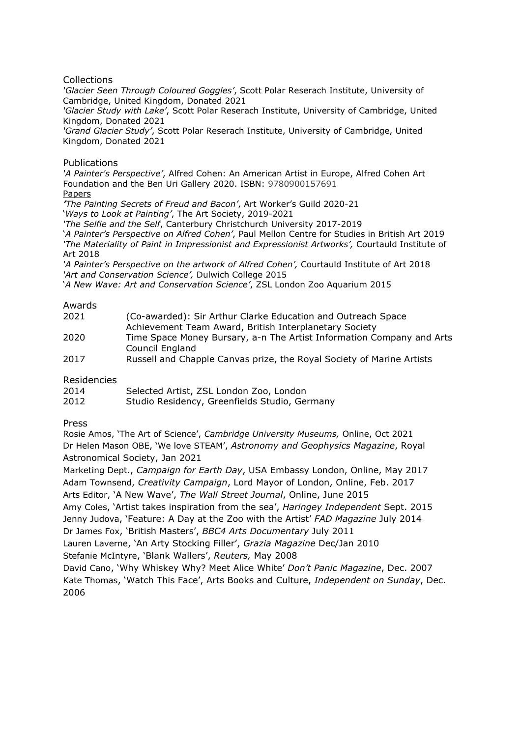## Collections

*'Glacier Seen Through Coloured Goggles'*, Scott Polar Reserach Institute, University of Cambridge, United Kingdom, Donated 2021
*'Glacier Study with Lake'*, Scott Polar Reserach Institute, University of Cambridge, United Kingdom, Donated 2021
*'Grand Glacier Study'*, Scott Polar Reserach Institute, University of Cambridge, United Kingdom, Donated 2021

## Publications

*'A Painter's Perspective'*, Alfred Cohen: An American Artist in Europe, Alfred Cohen Art Foundation and the Ben Uri Gallery 2020. ISBN: 9780900157691

Papers

*'The Painting Secrets of Freud and Bacon'*, Art Worker's Guild 2020-21
*'Ways to Look at Painting'*, The Art Society, 2019-2021
*'The Selfie and the Self*, Canterbury Christchurch University 2017-2019
*'A Painter's Perspective on Alfred Cohen'*, Paul Mellon Centre for Studies in British Art 2019
*'The Materiality of Paint in Impressionist and Expressionist Artworks',* Courtauld Institute of Art 2018
*'A Painter's Perspective on the artwork of Alfred Cohen',* Courtauld Institute of Art 2018
*'Art and Conservation Science',* Dulwich College 2015
*'A New Wave: Art and Conservation Science'*, ZSL London Zoo Aquarium 2015

## Awards

| | |
|---|---|
| 2021 | (Co-awarded): Sir Arthur Clarke Education and Outreach Space Achievement Team Award, British Interplanetary Society |
| 2020 | Time Space Money Bursary, a-n The Artist Information Company and Arts Council England |
| 2017 | Russell and Chapple Canvas prize, the Royal Society of Marine Artists |

## Residencies

| | |
|---|---|
| 2014 | Selected Artist, ZSL London Zoo, London |
| 2012 | Studio Residency, Greenfields Studio, Germany |

## Press

Rosie Amos, 'The Art of Science', *Cambridge University Museums,* Online, Oct 2021
Dr Helen Mason OBE, 'We love STEAM', *Astronomy and Geophysics Magazine*, Royal Astronomical Society, Jan 2021
Marketing Dept., *Campaign for Earth Day*, USA Embassy London, Online, May 2017
Adam Townsend, *Creativity Campaign*, Lord Mayor of London, Online, Feb. 2017
Arts Editor, 'A New Wave', *The Wall Street Journal*, Online, June 2015
Amy Coles, 'Artist takes inspiration from the sea', *Haringey Independent* Sept. 2015
Jenny Judova, 'Feature: A Day at the Zoo with the Artist' *FAD Magazine* July 2014
Dr James Fox, 'British Masters', *BBC4 Arts Documentary* July 2011
Lauren Laverne, 'An Arty Stocking Filler', *Grazia Magazine* Dec/Jan 2010
Stefanie McIntyre, 'Blank Wallers', *Reuters,* May 2008
David Cano, 'Why Whiskey Why? Meet Alice White' *Don't Panic Magazine*, Dec. 2007
Kate Thomas, 'Watch This Face', Arts Books and Culture, *Independent on Sunday*, Dec. 2006